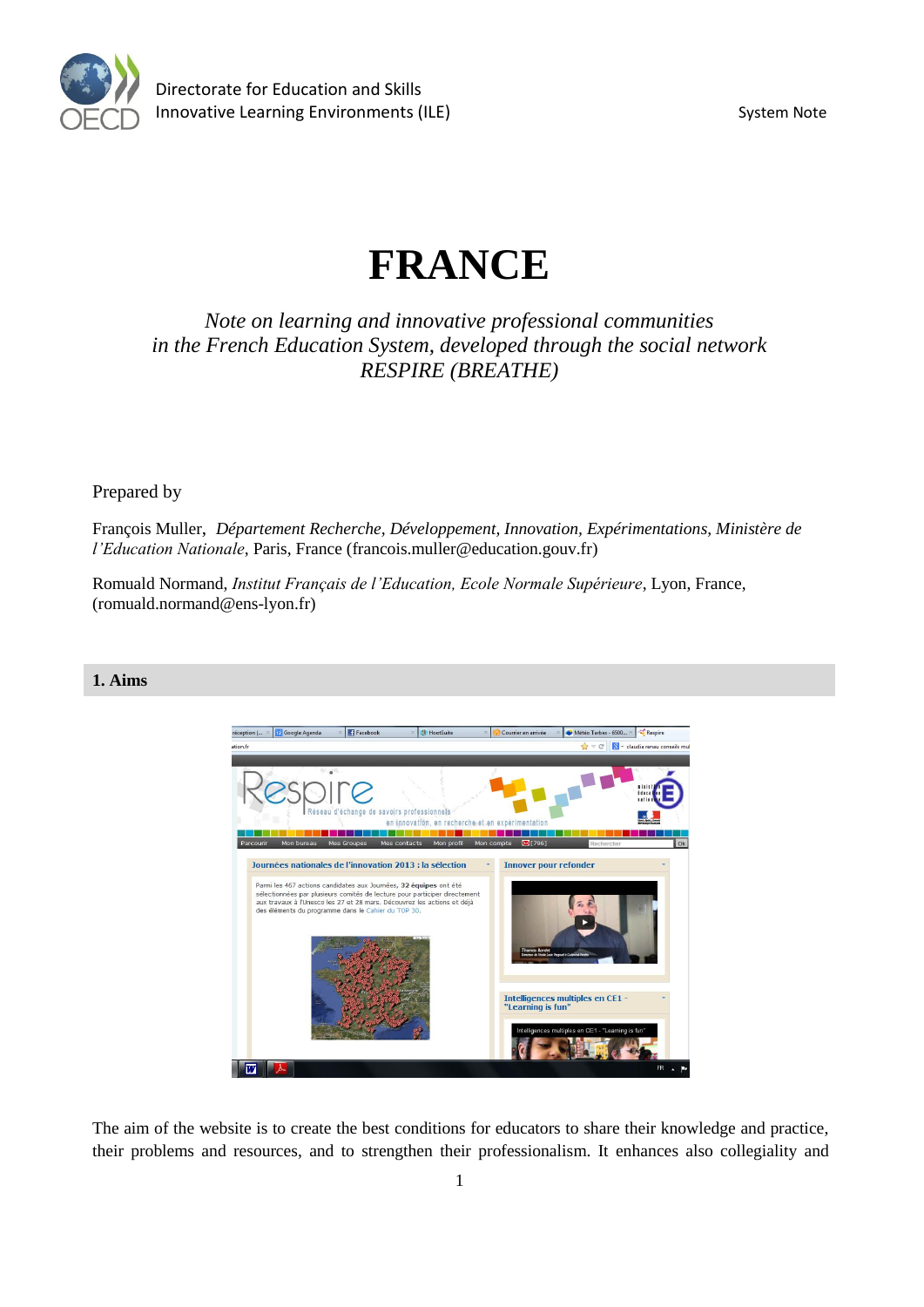Directorate for Education and Skills
Innovative Learning Environments (ILE)

System Note

# FRANCE

*Note on learning and innovative professional communities in the French Education System, developed through the social network RESPIRE (BREATHE)*

Prepared by

François Muller, *Département Recherche, Développement, Innovation, Expérimentations, Ministère de l'Education Nationale*, Paris, France (francois.muller@education.gouv.fr)

Romuald Normand, *Institut Français de l'Education, Ecole Normale Supérieure*, Lyon, France, (romuald.normand@ens-lyon.fr)

## 1. Aims

The aim of the website is to create the best conditions for educators to share their knowledge and practice, their problems and resources, and to strengthen their professionalism. It enhances also collegiality and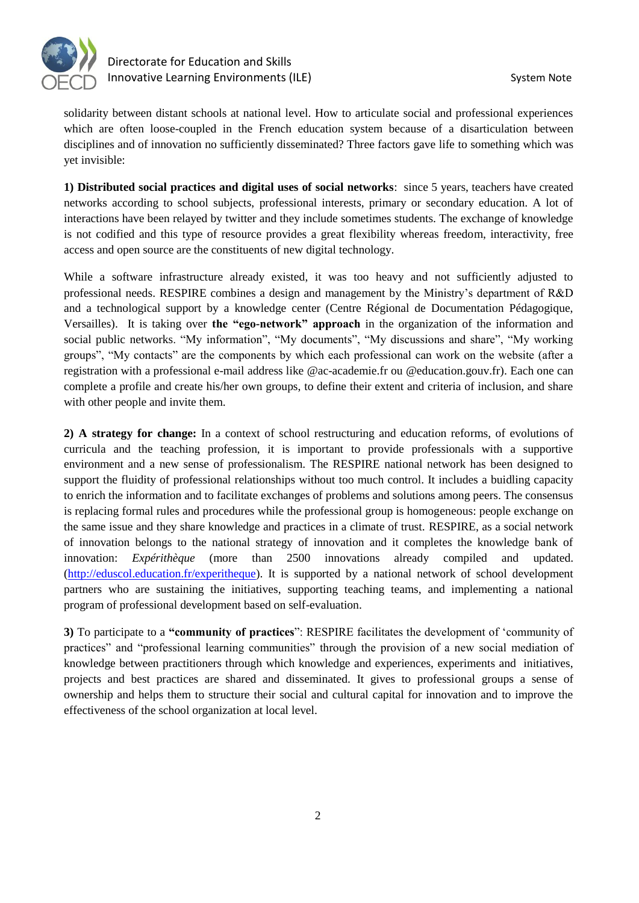solidarity between distant schools at national level. How to articulate social and professional experiences which are often loose-coupled in the French education system because of a disarticulation between disciplines and of innovation no sufficiently disseminated? Three factors gave life to something which was yet invisible:

**1) Distributed social practices and digital uses of social networks**: since 5 years, teachers have created networks according to school subjects, professional interests, primary or secondary education. A lot of interactions have been relayed by twitter and they include sometimes students. The exchange of knowledge is not codified and this type of resource provides a great flexibility whereas freedom, interactivity, free access and open source are the constituents of new digital technology.

While a software infrastructure already existed, it was too heavy and not sufficiently adjusted to professional needs. RESPIRE combines a design and management by the Ministry's department of R&D and a technological support by a knowledge center (Centre Régional de Documentation Pédagogique, Versailles). It is taking over **the "ego-network" approach** in the organization of the information and social public networks. "My information", "My documents", "My discussions and share", "My working groups", "My contacts" are the components by which each professional can work on the website (after a registration with a professional e-mail address like @ac-academie.fr ou @education.gouv.fr). Each one can complete a profile and create his/her own groups, to define their extent and criteria of inclusion, and share with other people and invite them.

**2) A strategy for change:** In a context of school restructuring and education reforms, of evolutions of curricula and the teaching profession, it is important to provide professionals with a supportive environment and a new sense of professionalism. The RESPIRE national network has been designed to support the fluidity of professional relationships without too much control. It includes a buidling capacity to enrich the information and to facilitate exchanges of problems and solutions among peers. The consensus is replacing formal rules and procedures while the professional group is homogeneous: people exchange on the same issue and they share knowledge and practices in a climate of trust. RESPIRE, as a social network of innovation belongs to the national strategy of innovation and it completes the knowledge bank of innovation: *Expérithèque* (more than 2500 innovations already compiled and updated. (http://eduscol.education.fr/experitheque). It is supported by a national network of school development partners who are sustaining the initiatives, supporting teaching teams, and implementing a national program of professional development based on self-evaluation.

**3)** To participate to a **"community of practices**": RESPIRE facilitates the development of 'community of practices" and "professional learning communities" through the provision of a new social mediation of knowledge between practitioners through which knowledge and experiences, experiments and initiatives, projects and best practices are shared and disseminated. It gives to professional groups a sense of ownership and helps them to structure their social and cultural capital for innovation and to improve the effectiveness of the school organization at local level.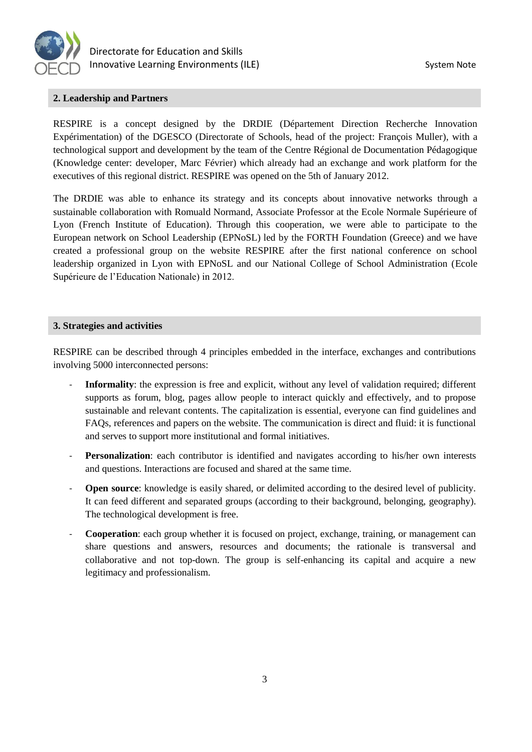## 2. Leadership and Partners

RESPIRE is a concept designed by the DRDIE (Département Direction Recherche Innovation Expérimentation) of the DGESCO (Directorate of Schools, head of the project: François Muller), with a technological support and development by the team of the Centre Régional de Documentation Pédagogique (Knowledge center: developer, Marc Février) which already had an exchange and work platform for the executives of this regional district. RESPIRE was opened on the 5th of January 2012.

The DRDIE was able to enhance its strategy and its concepts about innovative networks through a sustainable collaboration with Romuald Normand, Associate Professor at the Ecole Normale Supérieure of Lyon (French Institute of Education). Through this cooperation, we were able to participate to the European network on School Leadership (EPNoSL) led by the FORTH Foundation (Greece) and we have created a professional group on the website RESPIRE after the first national conference on school leadership organized in Lyon with EPNoSL and our National College of School Administration (Ecole Supérieure de l'Education Nationale) in 2012.

## 3. Strategies and activities

RESPIRE can be described through 4 principles embedded in the interface, exchanges and contributions involving 5000 interconnected persons:

- **Informality**: the expression is free and explicit, without any level of validation required; different supports as forum, blog, pages allow people to interact quickly and effectively, and to propose sustainable and relevant contents. The capitalization is essential, everyone can find guidelines and FAQs, references and papers on the website. The communication is direct and fluid: it is functional and serves to support more institutional and formal initiatives.
- **Personalization**: each contributor is identified and navigates according to his/her own interests and questions. Interactions are focused and shared at the same time.
- **Open source**: knowledge is easily shared, or delimited according to the desired level of publicity. It can feed different and separated groups (according to their background, belonging, geography). The technological development is free.
- **Cooperation**: each group whether it is focused on project, exchange, training, or management can share questions and answers, resources and documents; the rationale is transversal and collaborative and not top-down. The group is self-enhancing its capital and acquire a new legitimacy and professionalism.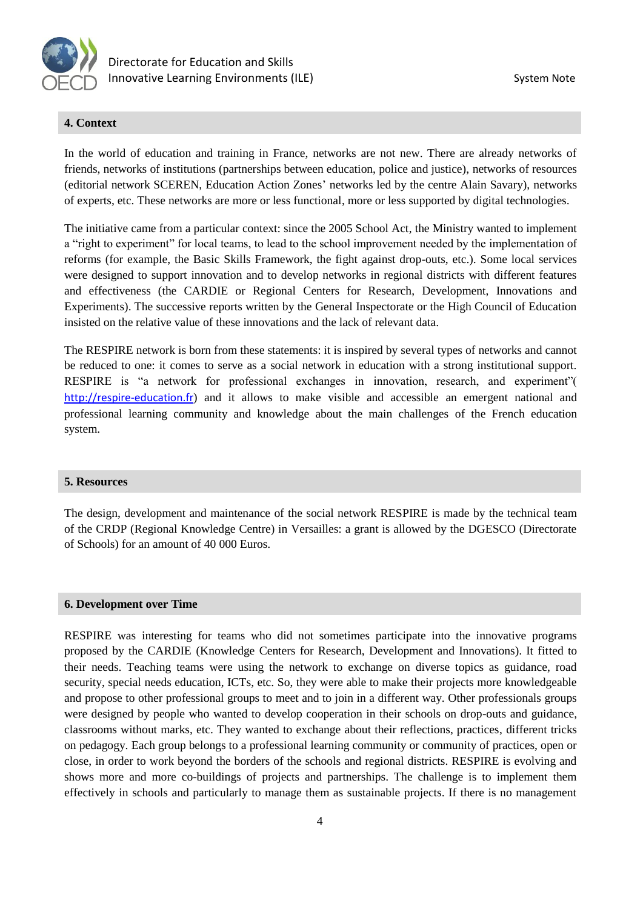## 4. Context

In the world of education and training in France, networks are not new. There are already networks of friends, networks of institutions (partnerships between education, police and justice), networks of resources (editorial network SCEREN, Education Action Zones' networks led by the centre Alain Savary), networks of experts, etc. These networks are more or less functional, more or less supported by digital technologies.

The initiative came from a particular context: since the 2005 School Act, the Ministry wanted to implement a "right to experiment" for local teams, to lead to the school improvement needed by the implementation of reforms (for example, the Basic Skills Framework, the fight against drop-outs, etc.). Some local services were designed to support innovation and to develop networks in regional districts with different features and effectiveness (the CARDIE or Regional Centers for Research, Development, Innovations and Experiments). The successive reports written by the General Inspectorate or the High Council of Education insisted on the relative value of these innovations and the lack of relevant data.

The RESPIRE network is born from these statements: it is inspired by several types of networks and cannot be reduced to one: it comes to serve as a social network in education with a strong institutional support. RESPIRE is "a network for professional exchanges in innovation, research, and experiment"( http://respire-education.fr) and it allows to make visible and accessible an emergent national and professional learning community and knowledge about the main challenges of the French education system.

## 5. Resources

The design, development and maintenance of the social network RESPIRE is made by the technical team of the CRDP (Regional Knowledge Centre) in Versailles: a grant is allowed by the DGESCO (Directorate of Schools) for an amount of 40 000 Euros.

## 6. Development over Time

RESPIRE was interesting for teams who did not sometimes participate into the innovative programs proposed by the CARDIE (Knowledge Centers for Research, Development and Innovations). It fitted to their needs. Teaching teams were using the network to exchange on diverse topics as guidance, road security, special needs education, ICTs, etc. So, they were able to make their projects more knowledgeable and propose to other professional groups to meet and to join in a different way. Other professionals groups were designed by people who wanted to develop cooperation in their schools on drop-outs and guidance, classrooms without marks, etc. They wanted to exchange about their reflections, practices, different tricks on pedagogy. Each group belongs to a professional learning community or community of practices, open or close, in order to work beyond the borders of the schools and regional districts. RESPIRE is evolving and shows more and more co-buildings of projects and partnerships. The challenge is to implement them effectively in schools and particularly to manage them as sustainable projects. If there is no management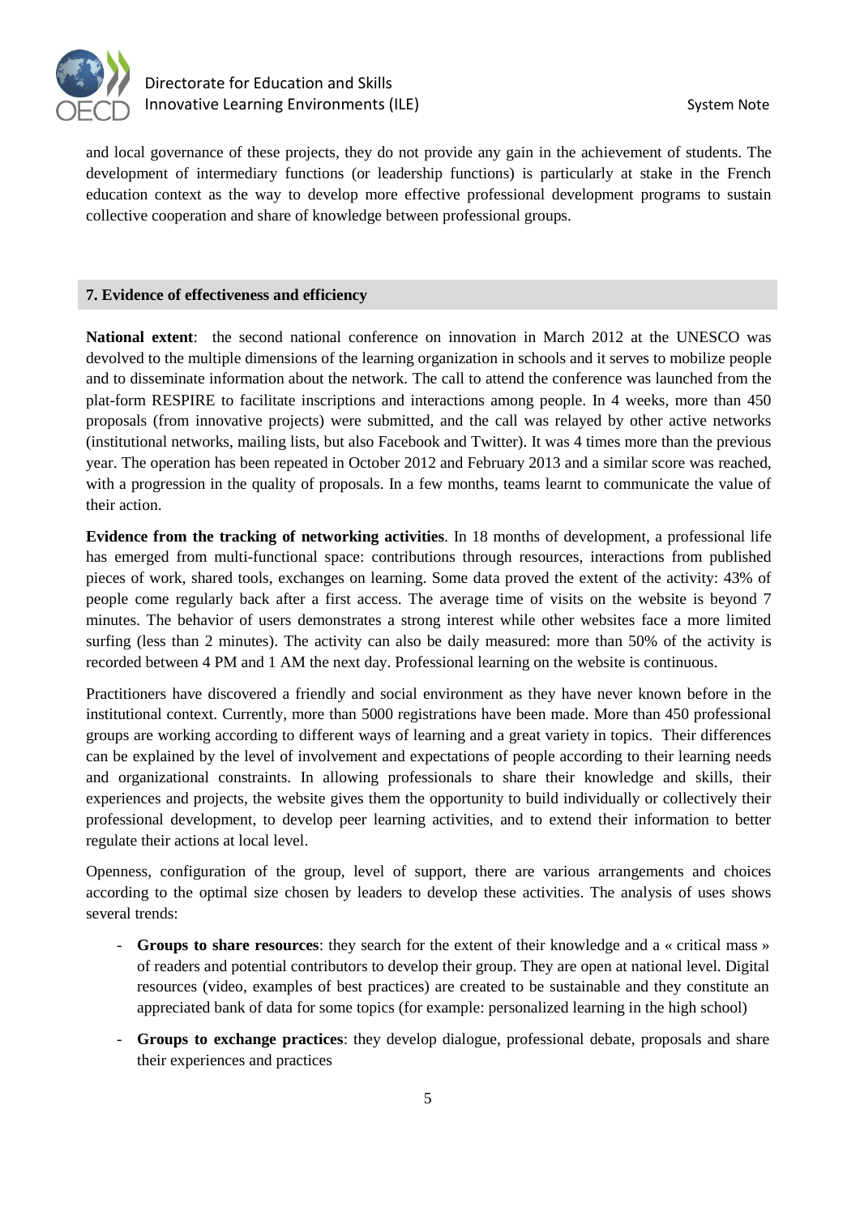and local governance of these projects, they do not provide any gain in the achievement of students. The development of intermediary functions (or leadership functions) is particularly at stake in the French education context as the way to develop more effective professional development programs to sustain collective cooperation and share of knowledge between professional groups.

## 7. Evidence of effectiveness and efficiency

**National extent**: the second national conference on innovation in March 2012 at the UNESCO was devolved to the multiple dimensions of the learning organization in schools and it serves to mobilize people and to disseminate information about the network. The call to attend the conference was launched from the plat-form RESPIRE to facilitate inscriptions and interactions among people. In 4 weeks, more than 450 proposals (from innovative projects) were submitted, and the call was relayed by other active networks (institutional networks, mailing lists, but also Facebook and Twitter). It was 4 times more than the previous year. The operation has been repeated in October 2012 and February 2013 and a similar score was reached, with a progression in the quality of proposals. In a few months, teams learnt to communicate the value of their action.

**Evidence from the tracking of networking activities**. In 18 months of development, a professional life has emerged from multi-functional space: contributions through resources, interactions from published pieces of work, shared tools, exchanges on learning. Some data proved the extent of the activity: 43% of people come regularly back after a first access. The average time of visits on the website is beyond 7 minutes. The behavior of users demonstrates a strong interest while other websites face a more limited surfing (less than 2 minutes). The activity can also be daily measured: more than 50% of the activity is recorded between 4 PM and 1 AM the next day. Professional learning on the website is continuous.

Practitioners have discovered a friendly and social environment as they have never known before in the institutional context. Currently, more than 5000 registrations have been made. More than 450 professional groups are working according to different ways of learning and a great variety in topics. Their differences can be explained by the level of involvement and expectations of people according to their learning needs and organizational constraints. In allowing professionals to share their knowledge and skills, their experiences and projects, the website gives them the opportunity to build individually or collectively their professional development, to develop peer learning activities, and to extend their information to better regulate their actions at local level.

Openness, configuration of the group, level of support, there are various arrangements and choices according to the optimal size chosen by leaders to develop these activities. The analysis of uses shows several trends:

- **Groups to share resources**: they search for the extent of their knowledge and a « critical mass » of readers and potential contributors to develop their group. They are open at national level. Digital resources (video, examples of best practices) are created to be sustainable and they constitute an appreciated bank of data for some topics (for example: personalized learning in the high school)
- **Groups to exchange practices**: they develop dialogue, professional debate, proposals and share their experiences and practices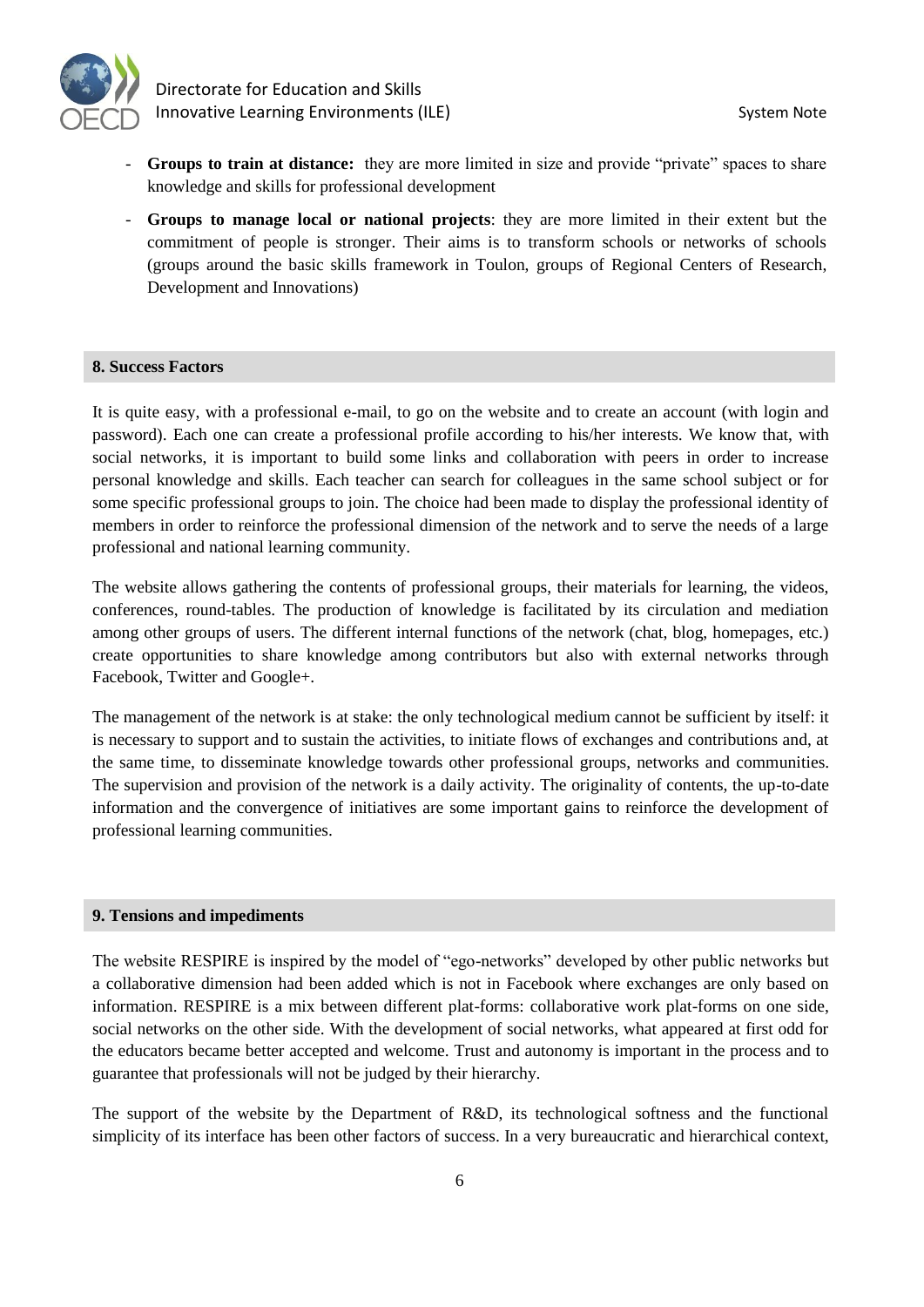- **Groups to train at distance:** they are more limited in size and provide "private" spaces to share knowledge and skills for professional development
- **Groups to manage local or national projects**: they are more limited in their extent but the commitment of people is stronger. Their aims is to transform schools or networks of schools (groups around the basic skills framework in Toulon, groups of Regional Centers of Research, Development and Innovations)

## 8. Success Factors

It is quite easy, with a professional e-mail, to go on the website and to create an account (with login and password). Each one can create a professional profile according to his/her interests. We know that, with social networks, it is important to build some links and collaboration with peers in order to increase personal knowledge and skills. Each teacher can search for colleagues in the same school subject or for some specific professional groups to join. The choice had been made to display the professional identity of members in order to reinforce the professional dimension of the network and to serve the needs of a large professional and national learning community.

The website allows gathering the contents of professional groups, their materials for learning, the videos, conferences, round-tables. The production of knowledge is facilitated by its circulation and mediation among other groups of users. The different internal functions of the network (chat, blog, homepages, etc.) create opportunities to share knowledge among contributors but also with external networks through Facebook, Twitter and Google+.

The management of the network is at stake: the only technological medium cannot be sufficient by itself: it is necessary to support and to sustain the activities, to initiate flows of exchanges and contributions and, at the same time, to disseminate knowledge towards other professional groups, networks and communities. The supervision and provision of the network is a daily activity. The originality of contents, the up-to-date information and the convergence of initiatives are some important gains to reinforce the development of professional learning communities.

## 9. Tensions and impediments

The website RESPIRE is inspired by the model of "ego-networks" developed by other public networks but a collaborative dimension had been added which is not in Facebook where exchanges are only based on information. RESPIRE is a mix between different plat-forms: collaborative work plat-forms on one side, social networks on the other side. With the development of social networks, what appeared at first odd for the educators became better accepted and welcome. Trust and autonomy is important in the process and to guarantee that professionals will not be judged by their hierarchy.

The support of the website by the Department of R&D, its technological softness and the functional simplicity of its interface has been other factors of success. In a very bureaucratic and hierarchical context,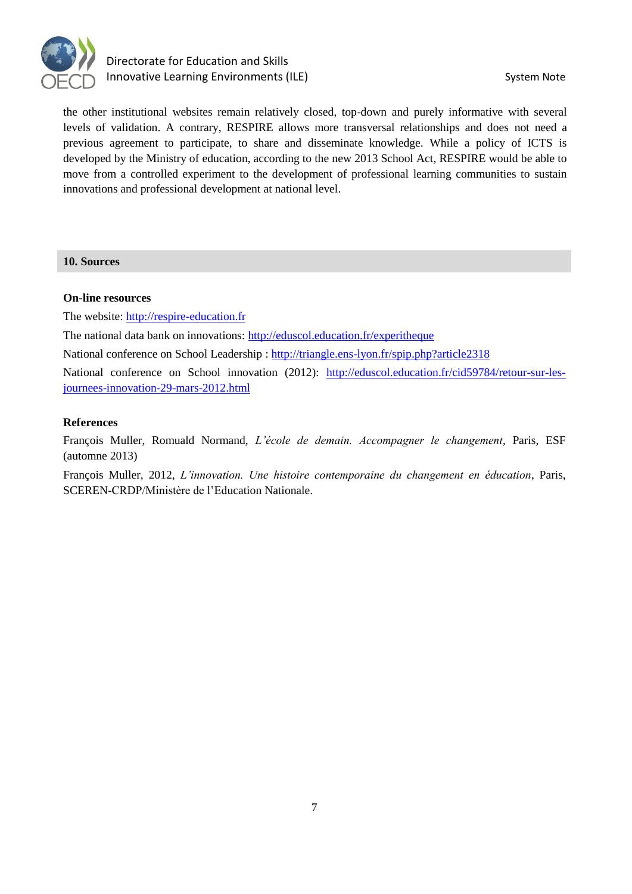the other institutional websites remain relatively closed, top-down and purely informative with several levels of validation. A contrary, RESPIRE allows more transversal relationships and does not need a previous agreement to participate, to share and disseminate knowledge. While a policy of ICTS is developed by the Ministry of education, according to the new 2013 School Act, RESPIRE would be able to move from a controlled experiment to the development of professional learning communities to sustain innovations and professional development at national level.

## 10. Sources

### On-line resources

The website: [http://respire-education.fr](http://respire-education.fr)

The national data bank on innovations: [http://eduscol.education.fr/experitheque](http://eduscol.education.fr/experitheque)

National conference on School Leadership : [http://triangle.ens-lyon.fr/spip.php?article2318](http://triangle.ens-lyon.fr/spip.php?article2318)

National conference on School innovation (2012): [http://eduscol.education.fr/cid59784/retour-sur-les-journees-innovation-29-mars-2012.html](http://eduscol.education.fr/cid59784/retour-sur-les-journees-innovation-29-mars-2012.html)

### References

François Muller, Romuald Normand, *L'école de demain. Accompagner le changement*, Paris, ESF (automne 2013)

François Muller, 2012, *L'innovation. Une histoire contemporaine du changement en éducation*, Paris, SCEREN-CRDP/Ministère de l'Education Nationale.